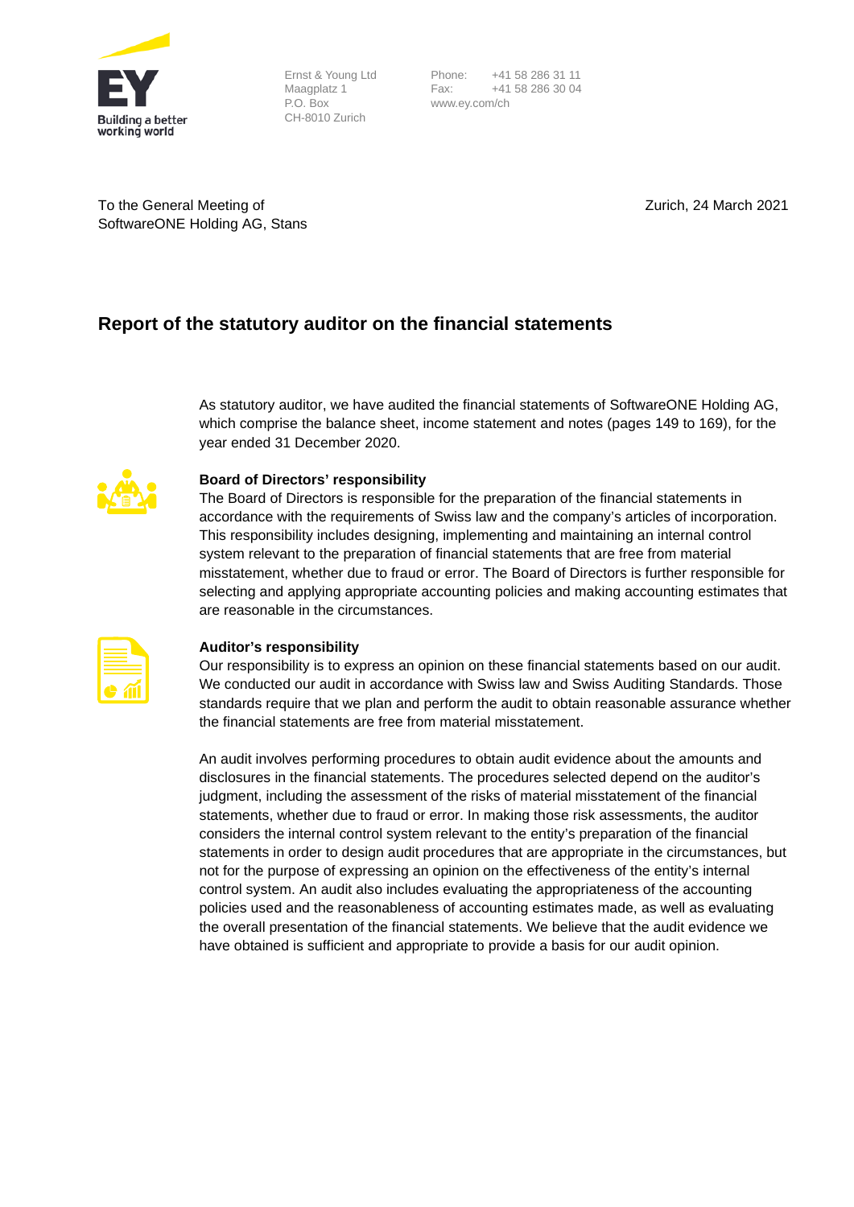Ernst & Young Ltd
Maagplatz 1
P.O. Box
CH-8010 Zurich

Phone: +41 58 286 31 11
Fax: +41 58 286 30 04
www.ey.com/ch

To the General Meeting of
SoftwareONE Holding AG, Stans

Zurich, 24 March 2021

# Report of the statutory auditor on the financial statements

As statutory auditor, we have audited the financial statements of SoftwareONE Holding AG, which comprise the balance sheet, income statement and notes (pages 149 to 169), for the year ended 31 December 2020.

**Board of Directors' responsibility**

The Board of Directors is responsible for the preparation of the financial statements in accordance with the requirements of Swiss law and the company's articles of incorporation. This responsibility includes designing, implementing and maintaining an internal control system relevant to the preparation of financial statements that are free from material misstatement, whether due to fraud or error. The Board of Directors is further responsible for selecting and applying appropriate accounting policies and making accounting estimates that are reasonable in the circumstances.

**Auditor's responsibility**

Our responsibility is to express an opinion on these financial statements based on our audit. We conducted our audit in accordance with Swiss law and Swiss Auditing Standards. Those standards require that we plan and perform the audit to obtain reasonable assurance whether the financial statements are free from material misstatement.

An audit involves performing procedures to obtain audit evidence about the amounts and disclosures in the financial statements. The procedures selected depend on the auditor's judgment, including the assessment of the risks of material misstatement of the financial statements, whether due to fraud or error. In making those risk assessments, the auditor considers the internal control system relevant to the entity's preparation of the financial statements in order to design audit procedures that are appropriate in the circumstances, but not for the purpose of expressing an opinion on the effectiveness of the entity's internal control system. An audit also includes evaluating the appropriateness of the accounting policies used and the reasonableness of accounting estimates made, as well as evaluating the overall presentation of the financial statements. We believe that the audit evidence we have obtained is sufficient and appropriate to provide a basis for our audit opinion.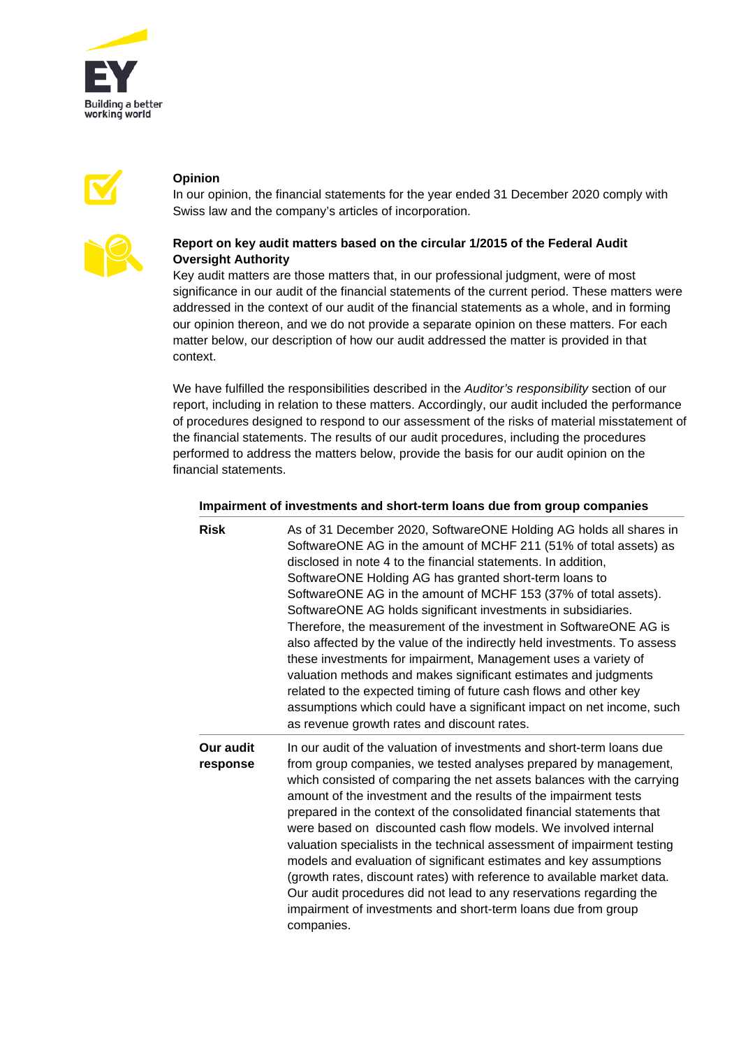## Opinion

In our opinion, the financial statements for the year ended 31 December 2020 comply with Swiss law and the company's articles of incorporation.

## Report on key audit matters based on the circular 1/2015 of the Federal Audit Oversight Authority

Key audit matters are those matters that, in our professional judgment, were of most significance in our audit of the financial statements of the current period. These matters were addressed in the context of our audit of the financial statements as a whole, and in forming our opinion thereon, and we do not provide a separate opinion on these matters. For each matter below, our description of how our audit addressed the matter is provided in that context.

We have fulfilled the responsibilities described in the *Auditor's responsibility* section of our report, including in relation to these matters. Accordingly, our audit included the performance of procedures designed to respond to our assessment of the risks of material misstatement of the financial statements. The results of our audit procedures, including the procedures performed to address the matters below, provide the basis for our audit opinion on the financial statements.

### Impairment of investments and short-term loans due from group companies

| | |
|---|---|
| **Risk** | As of 31 December 2020, SoftwareONE Holding AG holds all shares in SoftwareONE AG in the amount of MCHF 211 (51% of total assets) as disclosed in note 4 to the financial statements. In addition, SoftwareONE Holding AG has granted short-term loans to SoftwareONE AG in the amount of MCHF 153 (37% of total assets). SoftwareONE AG holds significant investments in subsidiaries. Therefore, the measurement of the investment in SoftwareONE AG is also affected by the value of the indirectly held investments. To assess these investments for impairment, Management uses a variety of valuation methods and makes significant estimates and judgments related to the expected timing of future cash flows and other key assumptions which could have a significant impact on net income, such as revenue growth rates and discount rates. |
| **Our audit response** | In our audit of the valuation of investments and short-term loans due from group companies, we tested analyses prepared by management, which consisted of comparing the net assets balances with the carrying amount of the investment and the results of the impairment tests prepared in the context of the consolidated financial statements that were based on discounted cash flow models. We involved internal valuation specialists in the technical assessment of impairment testing models and evaluation of significant estimates and key assumptions (growth rates, discount rates) with reference to available market data. Our audit procedures did not lead to any reservations regarding the impairment of investments and short-term loans due from group companies. |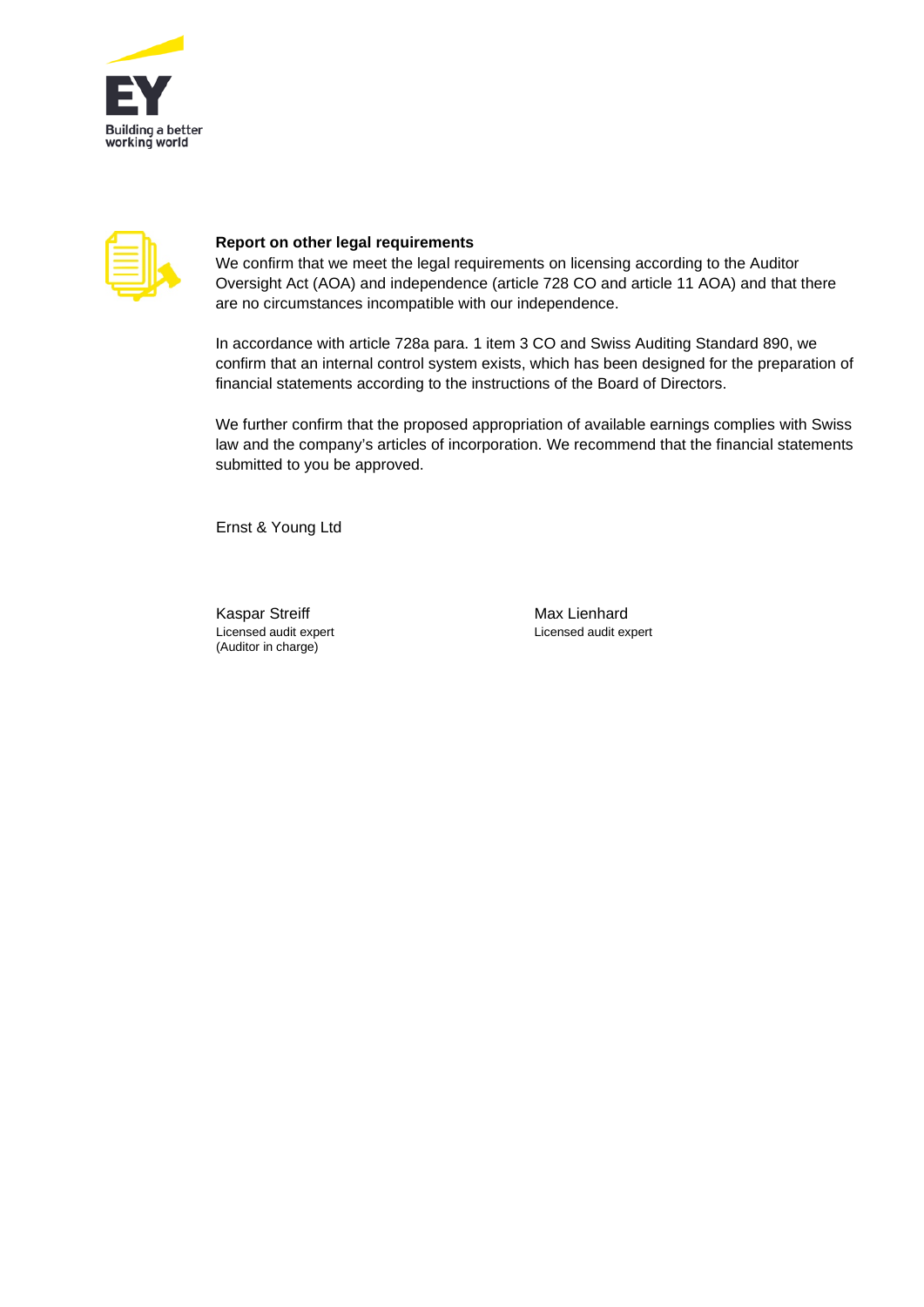**Report on other legal requirements**

We confirm that we meet the legal requirements on licensing according to the Auditor Oversight Act (AOA) and independence (article 728 CO and article 11 AOA) and that there are no circumstances incompatible with our independence.

In accordance with article 728a para. 1 item 3 CO and Swiss Auditing Standard 890, we confirm that an internal control system exists, which has been designed for the preparation of financial statements according to the instructions of the Board of Directors.

We further confirm that the proposed appropriation of available earnings complies with Swiss law and the company's articles of incorporation. We recommend that the financial statements submitted to you be approved.

Ernst & Young Ltd

Kaspar Streiff
Licensed audit expert
(Auditor in charge)

Max Lienhard
Licensed audit expert